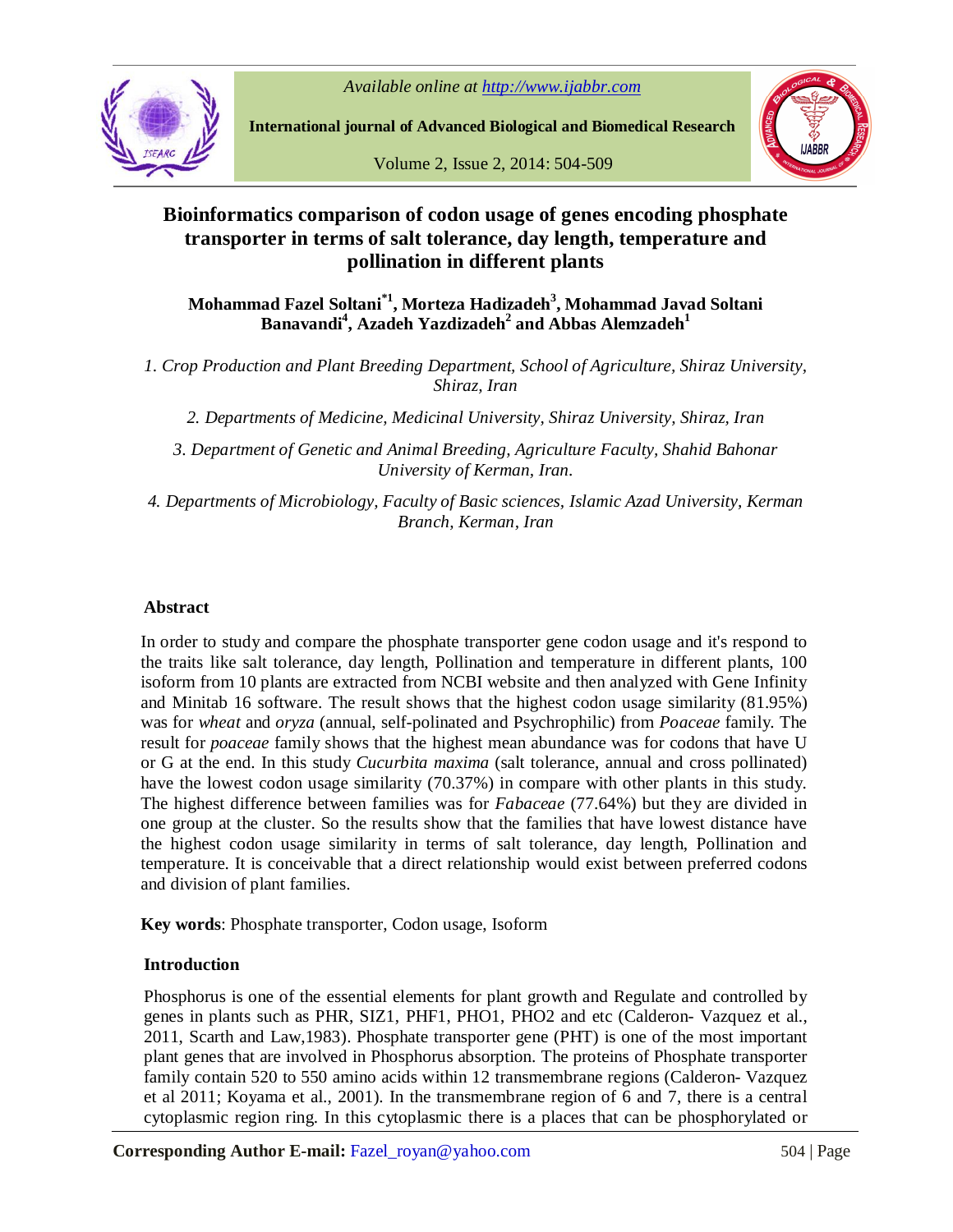# Bioinformatics comparison of codon usage of genes encoding phosphate transporter in terms of salt tolerance, day length, temperature and pollination in different plants

**Mohammad Fazel Soltani[*1], Morteza Hadizadeh[3], Mohammad Javad Soltani Banavandi[4], Azadeh Yazdizadeh[2] and Abbas Alemzadeh[1]**

*1. Crop Production and Plant Breeding Department, School of Agriculture, Shiraz University, Shiraz, Iran*

*2. Departments of Medicine, Medicinal University, Shiraz University, Shiraz, Iran*

*3. Department of Genetic and Animal Breeding, Agriculture Faculty, Shahid Bahonar University of Kerman, Iran.*

*4. Departments of Microbiology, Faculty of Basic sciences, Islamic Azad University, Kerman Branch, Kerman, Iran*

## Abstract

In order to study and compare the phosphate transporter gene codon usage and it's respond to the traits like salt tolerance, day length, Pollination and temperature in different plants, 100 isoform from 10 plants are extracted from NCBI website and then analyzed with Gene Infinity and Minitab 16 software. The result shows that the highest codon usage similarity (81.95%) was for *wheat* and *oryza* (annual, self-polinated and Psychrophilic) from *Poaceae* family. The result for *poaceae* family shows that the highest mean abundance was for codons that have U or G at the end. In this study *Cucurbita maxima* (salt tolerance, annual and cross pollinated) have the lowest codon usage similarity (70.37%) in compare with other plants in this study. The highest difference between families was for *Fabaceae* (77.64%) but they are divided in one group at the cluster. So the results show that the families that have lowest distance have the highest codon usage similarity in terms of salt tolerance, day length, Pollination and temperature. It is conceivable that a direct relationship would exist between preferred codons and division of plant families.

**Key words**: Phosphate transporter, Codon usage, Isoform

## Introduction

Phosphorus is one of the essential elements for plant growth and Regulate and controlled by genes in plants such as PHR, SIZ1, PHF1, PHO1, PHO2 and etc (Calderon- Vazquez et al., 2011, Scarth and Law,1983). Phosphate transporter gene (PHT) is one of the most important plant genes that are involved in Phosphorus absorption. The proteins of Phosphate transporter family contain 520 to 550 amino acids within 12 transmembrane regions (Calderon- Vazquez et al 2011; Koyama et al., 2001). In the transmembrane region of 6 and 7, there is a central cytoplasmic region ring. In this cytoplasmic there is a places that can be phosphorylated or

**Corresponding Author E-mail:** Fazel_royan@yahoo.com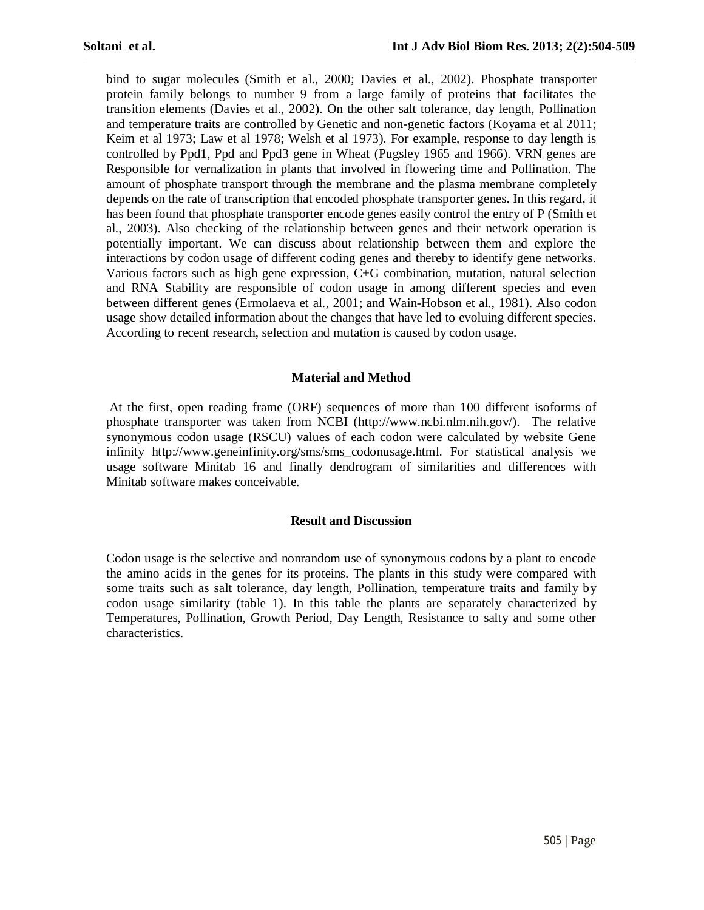bind to sugar molecules (Smith et al., 2000; Davies et al., 2002). Phosphate transporter protein family belongs to number 9 from a large family of proteins that facilitates the transition elements (Davies et al., 2002). On the other salt tolerance, day length, Pollination and temperature traits are controlled by Genetic and non-genetic factors (Koyama et al 2011; Keim et al 1973; Law et al 1978; Welsh et al 1973). For example, response to day length is controlled by Ppd1, Ppd and Ppd3 gene in Wheat (Pugsley 1965 and 1966). VRN genes are Responsible for vernalization in plants that involved in flowering time and Pollination. The amount of phosphate transport through the membrane and the plasma membrane completely depends on the rate of transcription that encoded phosphate transporter genes. In this regard, it has been found that phosphate transporter encode genes easily control the entry of P (Smith et al., 2003). Also checking of the relationship between genes and their network operation is potentially important. We can discuss about relationship between them and explore the interactions by codon usage of different coding genes and thereby to identify gene networks. Various factors such as high gene expression, C+G combination, mutation, natural selection and RNA Stability are responsible of codon usage in among different species and even between different genes (Ermolaeva et al., 2001; and Wain-Hobson et al., 1981). Also codon usage show detailed information about the changes that have led to evoluing different species. According to recent research, selection and mutation is caused by codon usage.

## Material and Method

At the first, open reading frame (ORF) sequences of more than 100 different isoforms of phosphate transporter was taken from NCBI (http://www.ncbi.nlm.nih.gov/). The relative synonymous codon usage (RSCU) values of each codon were calculated by website Gene infinity http://www.geneinfinity.org/sms/sms_codonusage.html. For statistical analysis we usage software Minitab 16 and finally dendrogram of similarities and differences with Minitab software makes conceivable.

## Result and Discussion

Codon usage is the selective and nonrandom use of synonymous codons by a plant to encode the amino acids in the genes for its proteins. The plants in this study were compared with some traits such as salt tolerance, day length, Pollination, temperature traits and family by codon usage similarity (table 1). In this table the plants are separately characterized by Temperatures, Pollination, Growth Period, Day Length, Resistance to salty and some other characteristics.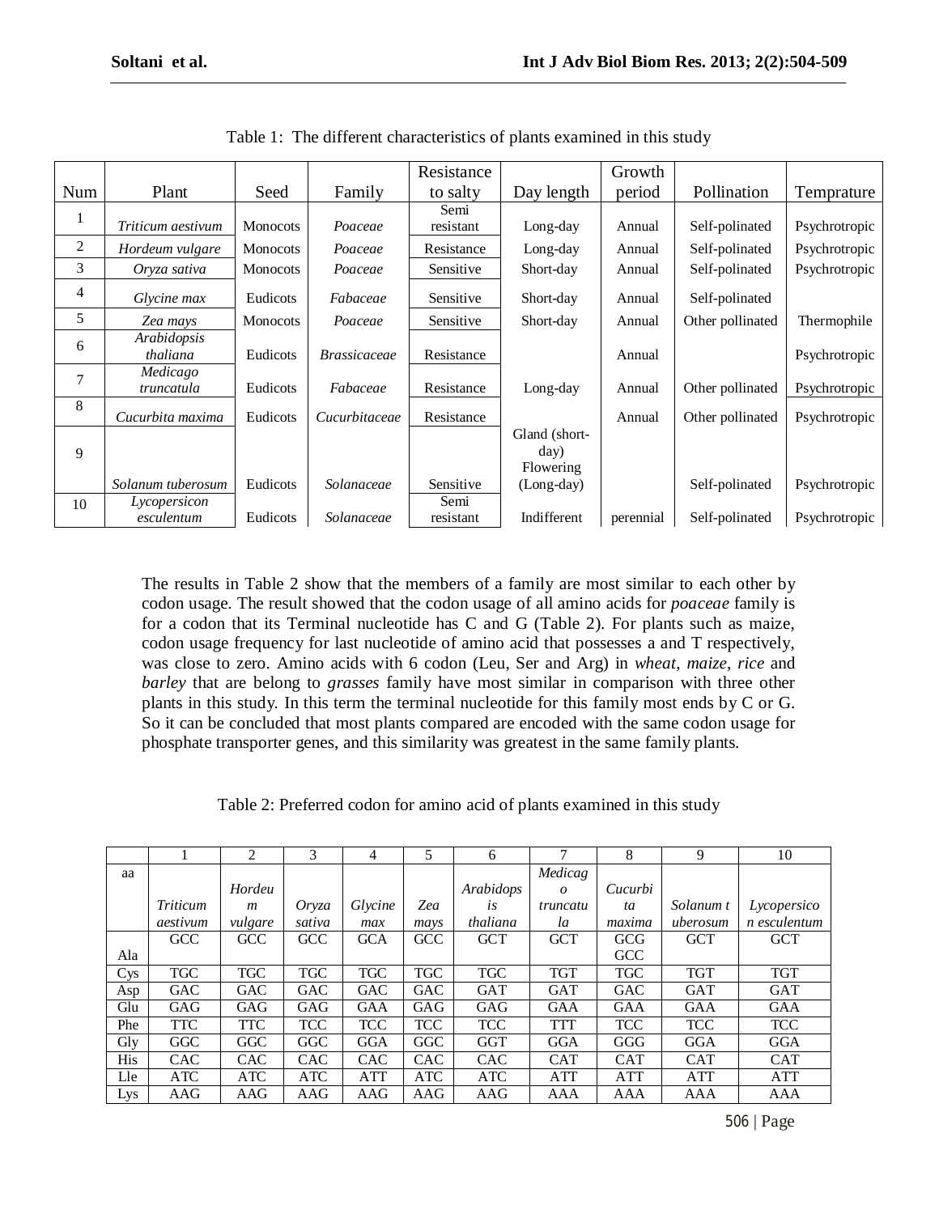Table 1: The different characteristics of plants examined in this study

| Num | Plant | Seed | Family | Resistance to salty | Day length | Growth period | Pollination | Temprature |
|---|---|---|---|---|---|---|---|---|
| 1 | *Triticum aestivum* | Monocots | *Poaceae* | Semi resistant | Long-day | Annual | Self-polinated | Psychrotropic |
| 2 | *Hordeum vulgare* | Monocots | *Poaceae* | Resistance | Long-day | Annual | Self-polinated | Psychrotropic |
| 3 | *Oryza sativa* | Monocots | *Poaceae* | Sensitive | Short-day | Annual | Self-polinated | Psychrotropic |
| 4 | *Glycine max* | Eudicots | *Fabaceae* | Sensitive | Short-day | Annual | Self-polinated | |
| 5 | *Zea mays* | Monocots | *Poaceae* | Sensitive | Short-day | Annual | Other pollinated | Thermophile |
| 6 | *Arabidopsis thaliana* | Eudicots | *Brassicaceae* | Resistance | | Annual | | Psychrotropic |
| 7 | *Medicago truncatula* | Eudicots | *Fabaceae* | Resistance | Long-day | Annual | Other pollinated | Psychrotropic |
| 8 | *Cucurbita maxima* | Eudicots | *Cucurbitaceae* | Resistance | | Annual | Other pollinated | Psychrotropic |
| 9 | *Solanum tuberosum* | Eudicots | *Solanaceae* | Sensitive | Gland (short-day) Flowering (Long-day) | | Self-polinated | Psychrotropic |
| 10 | *Lycopersicon esculentum* | Eudicots | *Solanaceae* | Semi resistant | Indifferent | perennial | Self-polinated | Psychrotropic |

The results in Table 2 show that the members of a family are most similar to each other by codon usage. The result showed that the codon usage of all amino acids for *poaceae* family is for a codon that its Terminal nucleotide has C and G (Table 2). For plants such as maize, codon usage frequency for last nucleotide of amino acid that possesses a and T respectively, was close to zero. Amino acids with 6 codon (Leu, Ser and Arg) in *wheat*, *maize*, *rice* and *barley* that are belong to *grasses* family have most similar in comparison with three other plants in this study. In this term the terminal nucleotide for this family most ends by C or G. So it can be concluded that most plants compared are encoded with the same codon usage for phosphate transporter genes, and this similarity was greatest in the same family plants.

Table 2: Preferred codon for amino acid of plants examined in this study

| | 1 | 2 | 3 | 4 | 5 | 6 | 7 | 8 | 9 | 10 |
|---|---|---|---|---|---|---|---|---|---|---|
| aa | *Triticum aestivum* | *Hordeum vulgare* | *Oryza sativa* | *Glycine max* | *Zea mays* | *Arabidopsis thaliana* | *Medicago truncatula* | *Cucurbita maxima* | *Solanum tuberosum* | *Lycopersicon esculentum* |
| Ala | GCC | GCC | GCC | GCA | GCC | GCT | GCT | GCG GCC | GCT | GCT |
| Cys | TGC | TGC | TGC | TGC | TGC | TGC | TGT | TGC | TGT | TGT |
| Asp | GAC | GAC | GAC | GAC | GAC | GAT | GAT | GAC | GAT | GAT |
| Glu | GAG | GAG | GAG | GAA | GAG | GAG | GAA | GAA | GAA | GAA |
| Phe | TTC | TTC | TCC | TCC | TCC | TCC | TTT | TCC | TCC | TCC |
| Gly | GGC | GGC | GGC | GGA | GGC | GGT | GGA | GGG | GGA | GGA |
| His | CAC | CAC | CAC | CAC | CAC | CAC | CAT | CAT | CAT | CAT |
| Lle | ATC | ATC | ATC | ATT | ATC | ATC | ATT | ATT | ATT | ATT |
| Lys | AAG | AAG | AAG | AAG | AAG | AAG | AAA | AAA | AAA | AAA |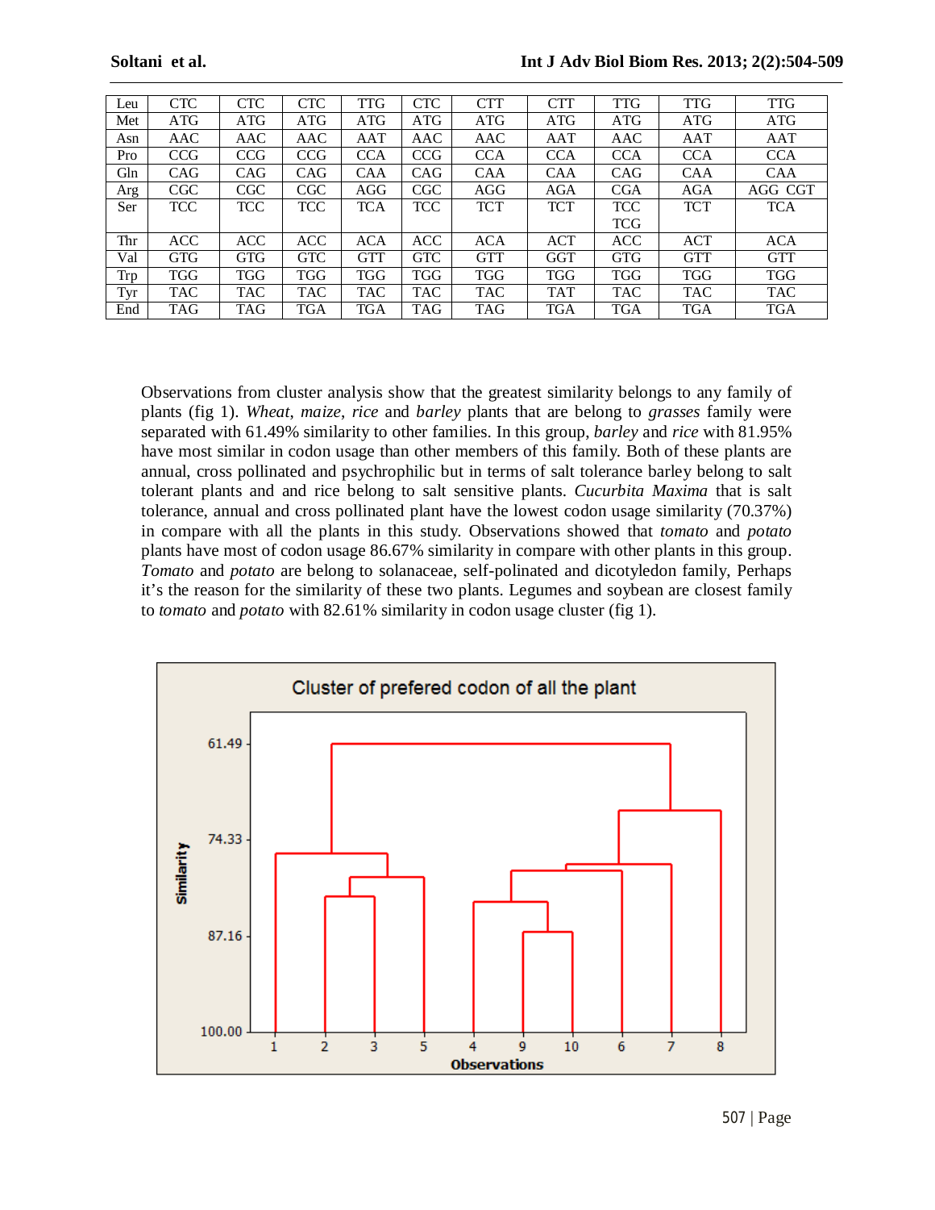| Leu | CTC | CTC | CTC | TTG | CTC | CTT | CTT | TTG | TTG | TTG |
|---|---|---|---|---|---|---|---|---|---|---|
| Met | ATG | ATG | ATG | ATG | ATG | ATG | ATG | ATG | ATG | ATG |
| Asn | AAC | AAC | AAC | AAT | AAC | AAC | AAT | AAC | AAT | AAT |
| Pro | CCG | CCG | CCG | CCA | CCG | CCA | CCA | CCA | CCA | CCA |
| Gln | CAG | CAG | CAG | CAA | CAG | CAA | CAA | CAG | CAA | CAA |
| Arg | CGC | CGC | CGC | AGG | CGC | AGG | AGA | CGA | AGA | AGG CGT |
| Ser | TCC | TCC | TCC | TCA | TCC | TCT | TCT | TCC TCG | TCT | TCA |
| Thr | ACC | ACC | ACC | ACA | ACC | ACA | ACT | ACC | ACT | ACA |
| Val | GTG | GTG | GTC | GTT | GTC | GTT | GGT | GTG | GTT | GTT |
| Trp | TGG | TGG | TGG | TGG | TGG | TGG | TGG | TGG | TGG | TGG |
| Tyr | TAC | TAC | TAC | TAC | TAC | TAC | TAT | TAC | TAC | TAC |
| End | TAG | TAG | TGA | TGA | TAG | TAG | TGA | TGA | TGA | TGA |

Observations from cluster analysis show that the greatest similarity belongs to any family of plants (fig 1). *Wheat*, *maize*, *rice* and *barley* plants that are belong to *grasses* family were separated with 61.49% similarity to other families. In this group, *barley* and *rice* with 81.95% have most similar in codon usage than other members of this family. Both of these plants are annual, cross pollinated and psychrophilic but in terms of salt tolerance barley belong to salt tolerant plants and and rice belong to salt sensitive plants. *Cucurbita Maxima* that is salt tolerance, annual and cross pollinated plant have the lowest codon usage similarity (70.37%) in compare with all the plants in this study. Observations showed that *tomato* and *potato* plants have most of codon usage 86.67% similarity in compare with other plants in this group. *Tomato* and *potato* are belong to solanaceae, self-polinated and dicotyledon family, Perhaps it's the reason for the similarity of these two plants. Legumes and soybean are closest family to *tomato* and *potato* with 82.61% similarity in codon usage cluster (fig 1).

Cluster of prefered codon of all the plant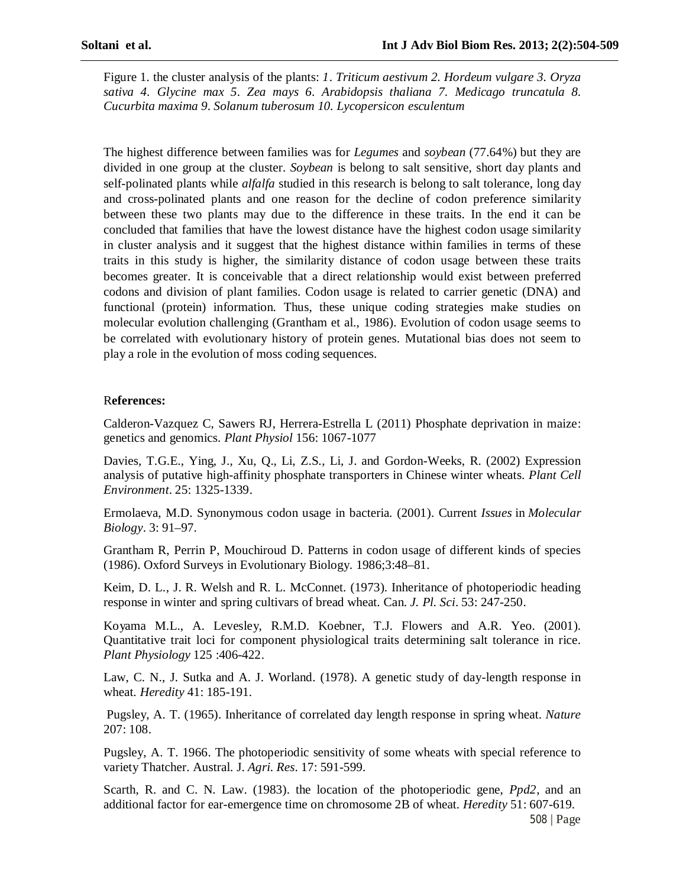Figure 1. the cluster analysis of the plants: *1. Triticum aestivum 2. Hordeum vulgare 3. Oryza sativa 4. Glycine max 5. Zea mays 6. Arabidopsis thaliana 7. Medicago truncatula 8. Cucurbita maxima 9. Solanum tuberosum 10. Lycopersicon esculentum*

The highest difference between families was for *Legumes* and *soybean* (77.64%) but they are divided in one group at the cluster. *Soybean* is belong to salt sensitive, short day plants and self-polinated plants while *alfalfa* studied in this research is belong to salt tolerance, long day and cross-polinated plants and one reason for the decline of codon preference similarity between these two plants may due to the difference in these traits. In the end it can be concluded that families that have the lowest distance have the highest codon usage similarity in cluster analysis and it suggest that the highest distance within families in terms of these traits in this study is higher, the similarity distance of codon usage between these traits becomes greater. It is conceivable that a direct relationship would exist between preferred codons and division of plant families. Codon usage is related to carrier genetic (DNA) and functional (protein) information. Thus, these unique coding strategies make studies on molecular evolution challenging (Grantham et al., 1986). Evolution of codon usage seems to be correlated with evolutionary history of protein genes. Mutational bias does not seem to play a role in the evolution of moss coding sequences.

## References:

Calderon-Vazquez C, Sawers RJ, Herrera-Estrella L (2011) Phosphate deprivation in maize: genetics and genomics. *Plant Physiol* 156: 1067-1077

Davies, T.G.E., Ying, J., Xu, Q., Li, Z.S., Li, J. and Gordon-Weeks, R. (2002) Expression analysis of putative high-affinity phosphate transporters in Chinese winter wheats. *Plant Cell Environment*. 25: 1325-1339.

Ermolaeva, M.D. Synonymous codon usage in bacteria. (2001). Current *Issues* in *Molecular Biology*. 3: 91–97.

Grantham R, Perrin P, Mouchiroud D. Patterns in codon usage of different kinds of species (1986). Oxford Surveys in Evolutionary Biology. 1986;3:48–81.

Keim, D. L., J. R. Welsh and R. L. McConnet. (1973). Inheritance of photoperiodic heading response in winter and spring cultivars of bread wheat. Can. *J. Pl. Sci*. 53: 247-250.

Koyama M.L., A. Levesley, R.M.D. Koebner, T.J. Flowers and A.R. Yeo. (2001). Quantitative trait loci for component physiological traits determining salt tolerance in rice. *Plant Physiology* 125 :406-422.

Law, C. N., J. Sutka and A. J. Worland. (1978). A genetic study of day-length response in wheat. *Heredity* 41: 185-191.

Pugsley, A. T. (1965). Inheritance of correlated day length response in spring wheat. *Nature* 207: 108.

Pugsley, A. T. 1966. The photoperiodic sensitivity of some wheats with special reference to variety Thatcher. Austral. J. *Agri. Res*. 17: 591-599.

Scarth, R. and C. N. Law. (1983). the location of the photoperiodic gene, *Ppd2*, and an additional factor for ear-emergence time on chromosome 2B of wheat. *Heredity* 51: 607-619.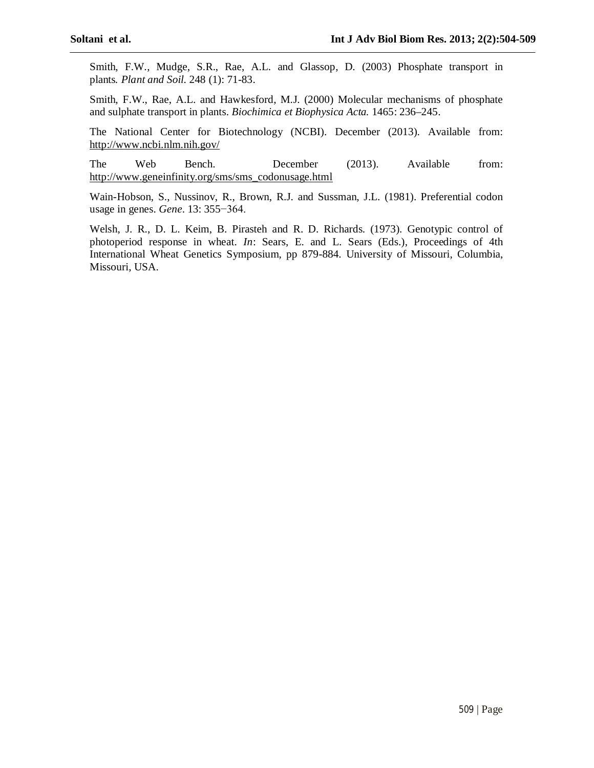Smith, F.W., Mudge, S.R., Rae, A.L. and Glassop, D. (2003) Phosphate transport in plants. *Plant and Soil.* 248 (1): 71-83.

Smith, F.W., Rae, A.L. and Hawkesford, M.J. (2000) Molecular mechanisms of phosphate and sulphate transport in plants. *Biochimica et Biophysica Acta.* 1465: 236–245.

The National Center for Biotechnology (NCBI). December (2013). Available from: http://www.ncbi.nlm.nih.gov/

The Web Bench. December (2013). Available from: http://www.geneinfinity.org/sms/sms_codonusage.html

Wain-Hobson, S., Nussinov, R., Brown, R.J. and Sussman, J.L. (1981). Preferential codon usage in genes. *Gene*. 13: 355−364.

Welsh, J. R., D. L. Keim, B. Pirasteh and R. D. Richards. (1973). Genotypic control of photoperiod response in wheat. *In*: Sears, E. and L. Sears (Eds.), Proceedings of 4th International Wheat Genetics Symposium, pp 879-884. University of Missouri, Columbia, Missouri, USA.